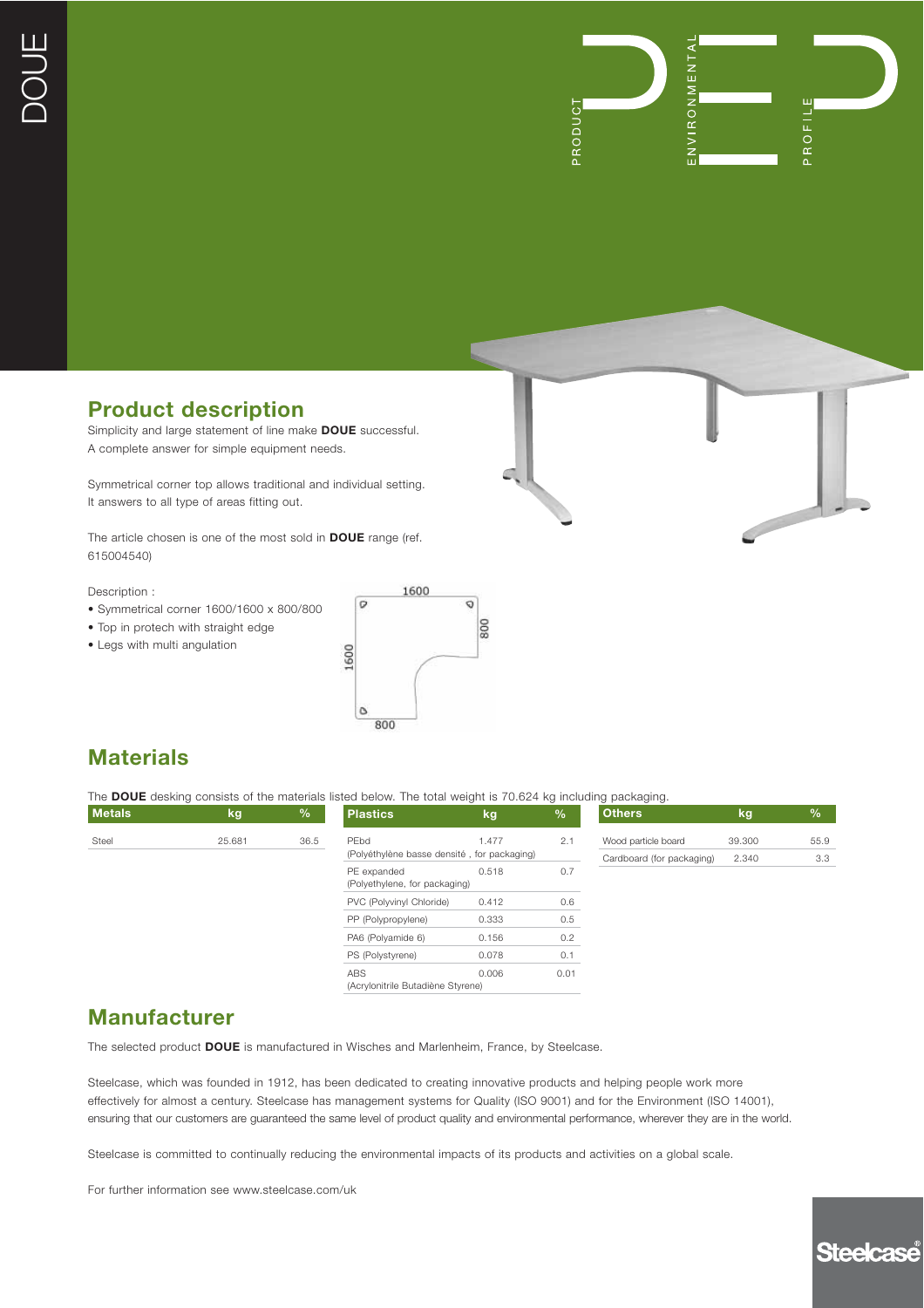# DOUE

PRODUCT ENVIRONMENTAL PROFILE

## Product description

Simplicity and large statement of line make **DOUE** successful.
A complete answer for simple equipment needs.

Symmetrical corner top allows traditional and individual setting.
It answers to all type of areas fitting out.

The article chosen is one of the most sold in **DOUE** range (ref. 615004540)

Description :

- Symmetrical corner 1600/1600 x 800/800
- Top in protech with straight edge
- Legs with multi angulation

## Materials

The **DOUE** desking consists of the materials listed below. The total weight is 70.624 kg including packaging.

| Metals | kg | % |
|---|---|---|
| Steel | 25.681 | 36.5 |

| Plastics | kg | % |
|---|---|---|
| PEbd (Polyéthylène basse densité , for packaging) | 1.477 | 2.1 |
| PE expanded (Polyethylene, for packaging) | 0.518 | 0.7 |
| PVC (Polyvinyl Chloride) | 0.412 | 0.6 |
| PP (Polypropylene) | 0.333 | 0.5 |
| PA6 (Polyamide 6) | 0.156 | 0.2 |
| PS (Polystyrene) | 0.078 | 0.1 |
| ABS (Acrylonitrile Butadiène Styrene) | 0.006 | 0.01 |

| Others | kg | % |
|---|---|---|
| Wood particle board | 39.300 | 55.9 |
| Cardboard (for packaging) | 2.340 | 3.3 |

## Manufacturer

The selected product **DOUE** is manufactured in Wisches and Marlenheim, France, by Steelcase.

Steelcase, which was founded in 1912, has been dedicated to creating innovative products and helping people work more effectively for almost a century. Steelcase has management systems for Quality (ISO 9001) and for the Environment (ISO 14001), ensuring that our customers are guaranteed the same level of product quality and environmental performance, wherever they are in the world.

Steelcase is committed to continually reducing the environmental impacts of its products and activities on a global scale.

For further information see www.steelcase.com/uk

Steelcase®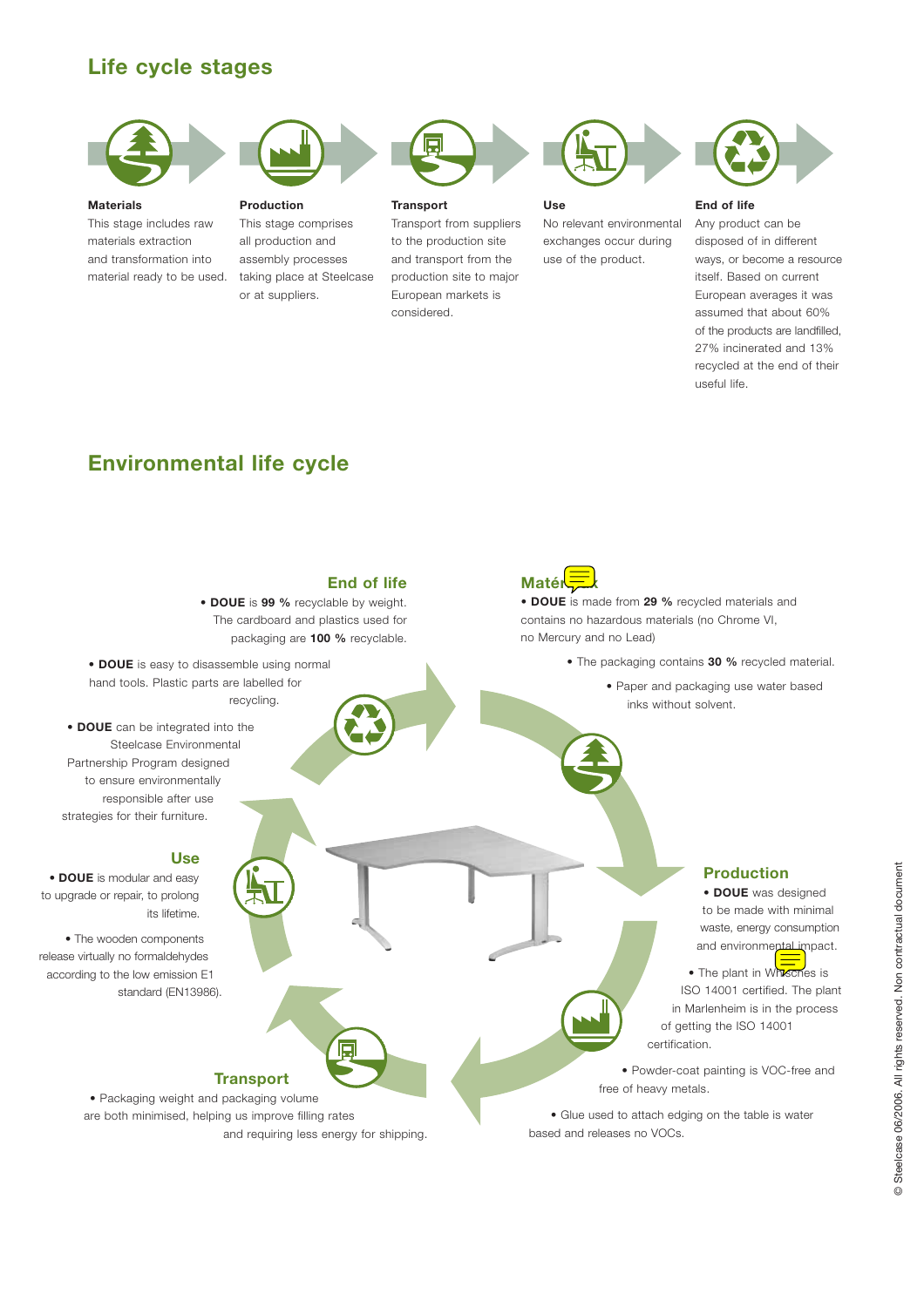## Life cycle stages

**Materials**
This stage includes raw materials extraction and transformation into material ready to be used.

**Production**
This stage comprises all production and assembly processes taking place at Steelcase or at suppliers.

**Transport**
Transport from suppliers to the production site and transport from the production site to major European markets is considered.

**Use**
No relevant environmental exchanges occur during use of the product.

**End of life**
Any product can be disposed of in different ways, or become a resource itself. Based on current European averages it was assumed that about 60% of the products are landfilled, 27% incinerated and 13% recycled at the end of their useful life.

## Environmental life cycle

### Materials

- **DOUE** is made from **29 %** recycled materials and contains no hazardous materials (no Chrome VI, no Mercury and no Lead)
- The packaging contains **30 %** recycled material.
- Paper and packaging use water based inks without solvent.

### Production

- **DOUE** was designed to be made with minimal waste, energy consumption and environmental impact.
- The plant in Wisches is ISO 14001 certified. The plant in Marlenheim is in the process of getting the ISO 14001 certification.
- Powder-coat painting is VOC-free and free of heavy metals.
- Glue used to attach edging on the table is water based and releases no VOCs.

### Transport

- Packaging weight and packaging volume are both minimised, helping us improve filling rates and requiring less energy for shipping.

### Use

- **DOUE** is modular and easy to upgrade or repair, to prolong its lifetime.
- The wooden components release virtually no formaldehydes according to the low emission E1 standard (EN13986).

### End of life

- **DOUE** is **99 %** recyclable by weight. The cardboard and plastics used for packaging are **100 %** recyclable.
- **DOUE** is easy to disassemble using normal hand tools. Plastic parts are labelled for recycling.
- **DOUE** can be integrated into the Steelcase Environmental Partnership Program designed to ensure environmentally responsible after use strategies for their furniture.

© Steelcase 06/2006. All rights reserved. Non contractual document